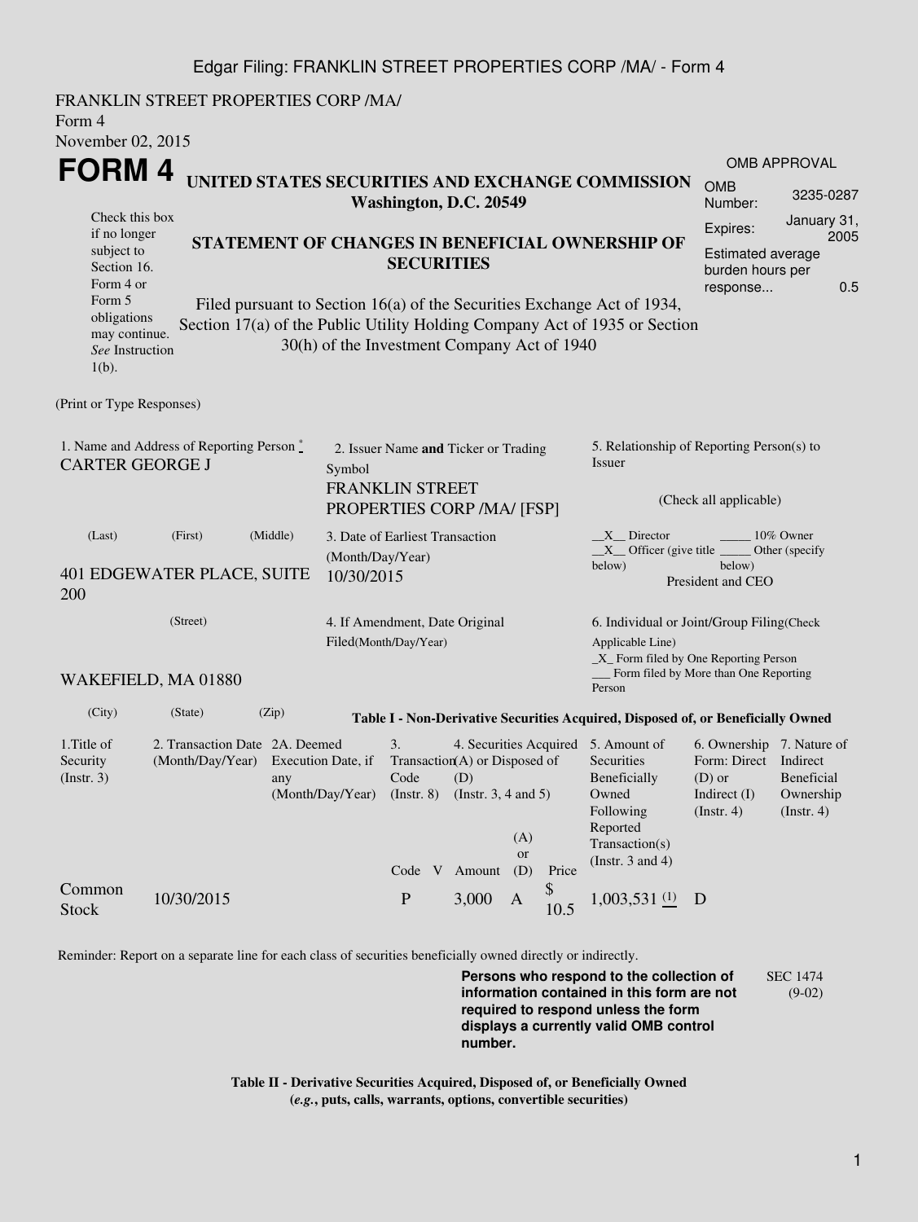FRANKLIN STREET PROPERTIES CORP /MA/
Form 4
November 02, 2015

# FORM 4

Check this box if no longer subject to Section 16. Form 4 or Form 5 obligations may continue. *See* Instruction 1(b).

## UNITED STATES SECURITIES AND EXCHANGE COMMISSION
**Washington, D.C. 20549**

## STATEMENT OF CHANGES IN BENEFICIAL OWNERSHIP OF SECURITIES

Filed pursuant to Section 16(a) of the Securities Exchange Act of 1934, Section 17(a) of the Public Utility Holding Company Act of 1935 or Section 30(h) of the Investment Company Act of 1940

| OMB APPROVAL | |
|---|---|
| OMB Number: | 3235-0287 |
| Expires: | January 31, 2005 |
| Estimated average burden hours per response... | 0.5 |

(Print or Type Responses)

1. Name and Address of Reporting Person *
CARTER GEORGE J

(Last) (First) (Middle)

401 EDGEWATER PLACE, SUITE 200

(Street)

WAKEFIELD, MA 01880

(City) (State) (Zip)

2. Issuer Name **and** Ticker or Trading Symbol
FRANKLIN STREET PROPERTIES CORP /MA/ [FSP]

3. Date of Earliest Transaction (Month/Day/Year)
10/30/2015

4. If Amendment, Date Original Filed(Month/Day/Year)

5. Relationship of Reporting Person(s) to Issuer

(Check all applicable)

\_\_X\_\_ Director \_\_\_\_\_ 10% Owner
\_\_X\_\_ Officer (give title below) \_\_\_\_\_ Other (specify below)
President and CEO

6. Individual or Joint/Group Filing(Check Applicable Line)
\_X\_ Form filed by One Reporting Person
\_\_\_ Form filed by More than One Reporting Person

**Table I - Non-Derivative Securities Acquired, Disposed of, or Beneficially Owned**

| 1.Title of Security (Instr. 3) | 2. Transaction Date (Month/Day/Year) | 2A. Deemed Execution Date, if any (Month/Day/Year) | 3. Transaction Code (Instr. 8) | | 4. Securities Acquired (A) or Disposed of (D) (Instr. 3, 4 and 5) | | | 5. Amount of Securities Beneficially Owned Following Reported Transaction(s) (Instr. 3 and 4) | 6. Ownership Form: Direct (D) or Indirect (I) (Instr. 4) | 7. Nature of Indirect Beneficial Ownership (Instr. 4) |
|---|---|---|---|---|---|---|---|---|---|---|
| | | | Code | V | Amount | (A) or (D) | Price | | | |
| Common Stock | 10/30/2015 | | P | | 3,000 | A | $ 10.5 | 1,003,531 (1) | D | |

Reminder: Report on a separate line for each class of securities beneficially owned directly or indirectly.

**Persons who respond to the collection of information contained in this form are not required to respond unless the form displays a currently valid OMB control number.**

SEC 1474 (9-02)

**Table II - Derivative Securities Acquired, Disposed of, or Beneficially Owned**
**(*e.g.*, puts, calls, warrants, options, convertible securities)**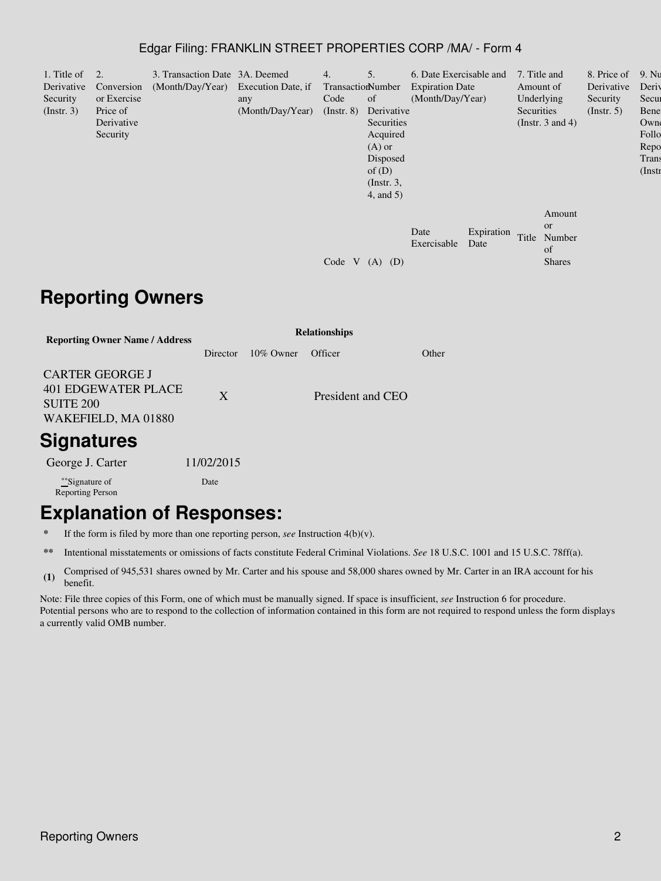| 1. Title of Derivative Security (Instr. 3) | 2. Conversion or Exercise Price of Derivative Security | 3. Transaction Date (Month/Day/Year) | 3A. Deemed Execution Date, if any (Month/Day/Year) | 4. Transaction Code (Instr. 8) | | 5. Number of Derivative Securities Acquired (A) or Disposed of (D) (Instr. 3, 4, and 5) | | 6. Date Exercisable and Expiration Date (Month/Day/Year) | | 7. Title and Amount of Underlying Securities (Instr. 3 and 4) | | 8. Price of Derivative Security (Instr. 5) | 9. Nu Deriv Secur Bene Owne Follo Repo Trans (Instr |
|---|---|---|---|---|---|---|---|---|---|---|---|---|---|
| | | | | Code | V | (A) | (D) | Date Exercisable | Expiration Date | Title | Amount or Number of Shares | | |

# Reporting Owners

| Reporting Owner Name / Address | Relationships | | | |
|---|---|---|---|---|
| | Director | 10% Owner | Officer | Other |
| CARTER GEORGE J<br>401 EDGEWATER PLACE<br>SUITE 200<br>WAKEFIELD, MA 01880 | X | | President and CEO | |

# Signatures

| George J. Carter | 11/02/2015 |
|---|---|
| **Signature of Reporting Person | Date |

# Explanation of Responses:

\* If the form is filed by more than one reporting person, *see* Instruction 4(b)(v).

** Intentional misstatements or omissions of facts constitute Federal Criminal Violations. *See* 18 U.S.C. 1001 and 15 U.S.C. 78ff(a).

**(1)** Comprised of 945,531 shares owned by Mr. Carter and his spouse and 58,000 shares owned by Mr. Carter in an IRA account for his benefit.

Note: File three copies of this Form, one of which must be manually signed. If space is insufficient, *see* Instruction 6 for procedure.
Potential persons who are to respond to the collection of information contained in this form are not required to respond unless the form displays a currently valid OMB number.